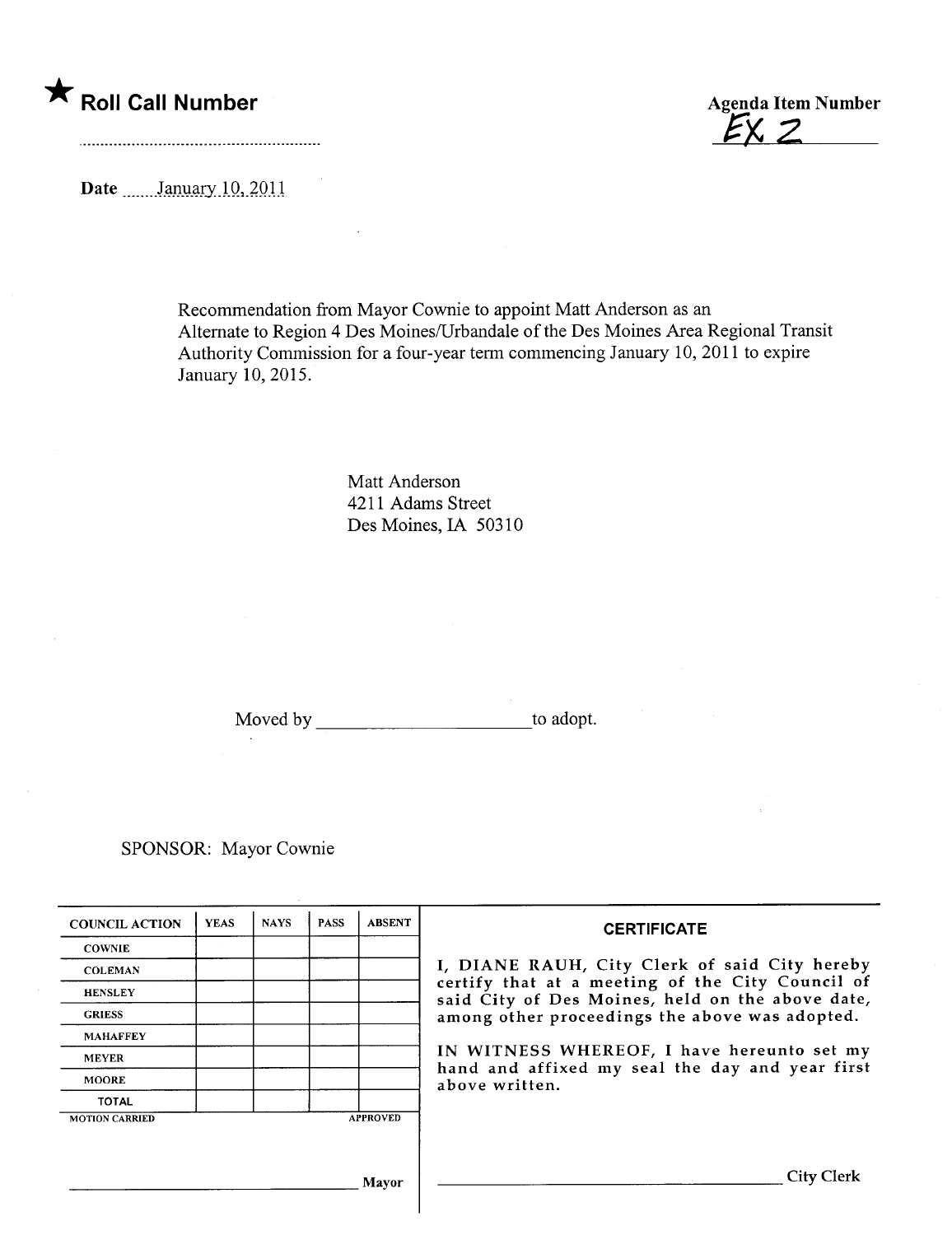★ **Roll Call Number**

..........................................................

**Agenda Item Number**

EX 2

**Date** January 10, 2011

Recommendation from Mayor Cownie to appoint Matt Anderson as an Alternate to Region 4 Des Moines/Urbandale of the Des Moines Area Regional Transit Authority Commission for a four-year term commencing January 10, 2011 to expire January 10, 2015.

Matt Anderson
4211 Adams Street
Des Moines, IA 50310

Moved by ______________________ to adopt.

SPONSOR: Mayor Cownie

| COUNCIL ACTION | YEAS | NAYS | PASS | ABSENT |
|---|---|---|---|---|
| COWNIE | | | | |
| COLEMAN | | | | |
| HENSLEY | | | | |
| GRIESS | | | | |
| MAHAFFEY | | | | |
| MEYER | | | | |
| MOORE | | | | |
| TOTAL | | | | |

MOTION CARRIED APPROVED

______________________________ Mayor

**CERTIFICATE**

I, DIANE RAUH, City Clerk of said City hereby certify that at a meeting of the City Council of said City of Des Moines, held on the above date, among other proceedings the above was adopted.

IN WITNESS WHEREOF, I have hereunto set my hand and affixed my seal the day and year first above written.

______________________________ City Clerk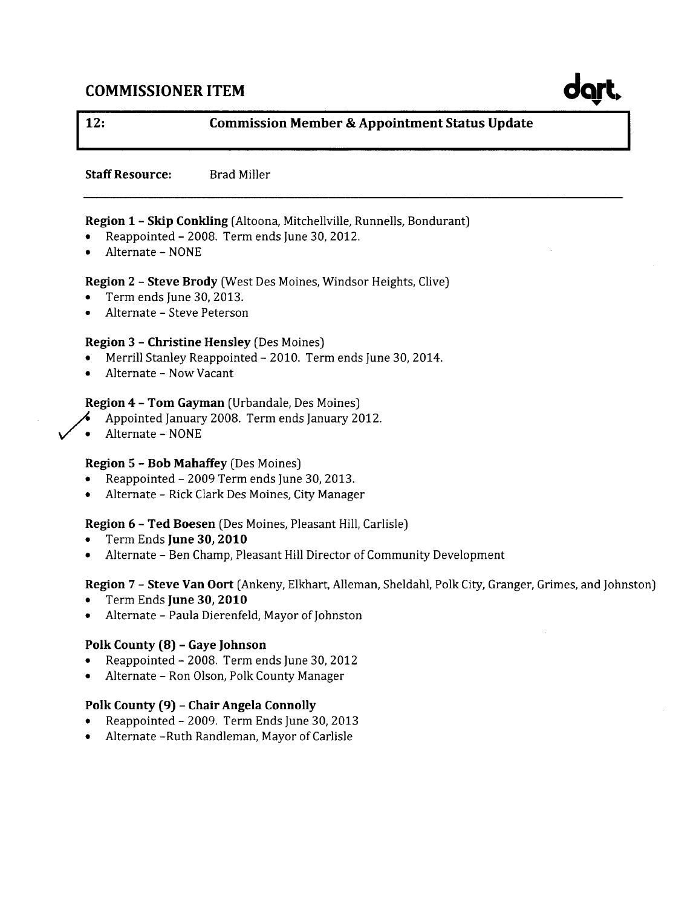# COMMISSIONER ITEM

## 12: Commission Member & Appointment Status Update

**Staff Resource:** Brad Miller

---

**Region 1 – Skip Conkling** (Altoona, Mitchellville, Runnells, Bondurant)
- Reappointed – 2008. Term ends June 30, 2012.
- Alternate – NONE

**Region 2 – Steve Brody** (West Des Moines, Windsor Heights, Clive)
- Term ends June 30, 2013.
- Alternate – Steve Peterson

**Region 3 – Christine Hensley** (Des Moines)
- Merrill Stanley Reappointed – 2010. Term ends June 30, 2014.
- Alternate – Now Vacant

**Region 4 – Tom Gayman** (Urbandale, Des Moines)
- Appointed January 2008. Term ends January 2012.
- Alternate – NONE

**Region 5 – Bob Mahaffey** (Des Moines)
- Reappointed – 2009 Term ends June 30, 2013.
- Alternate – Rick Clark Des Moines, City Manager

**Region 6 – Ted Boesen** (Des Moines, Pleasant Hill, Carlisle)
- Term Ends **June 30, 2010**
- Alternate – Ben Champ, Pleasant Hill Director of Community Development

**Region 7 – Steve Van Oort** (Ankeny, Elkhart, Alleman, Sheldahl, Polk City, Granger, Grimes, and Johnston)
- Term Ends **June 30, 2010**
- Alternate – Paula Dierenfeld, Mayor of Johnston

**Polk County (8) – Gaye Johnson**
- Reappointed – 2008. Term ends June 30, 2012
- Alternate – Ron Olson, Polk County Manager

**Polk County (9) – Chair Angela Connolly**
- Reappointed – 2009. Term Ends June 30, 2013
- Alternate –Ruth Randleman, Mayor of Carlisle